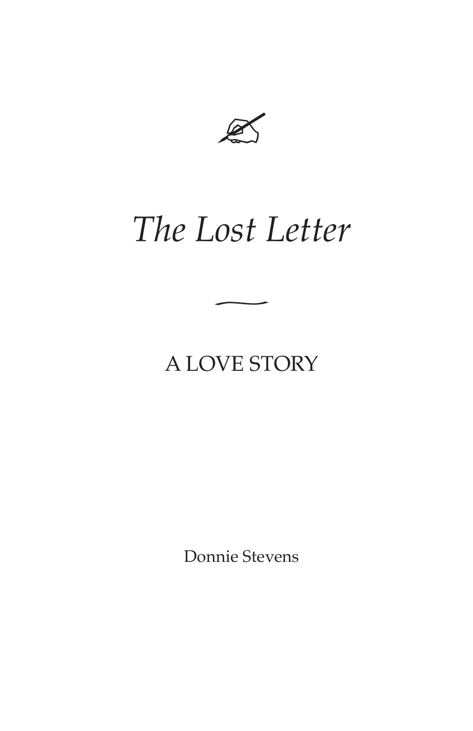# *The Lost Letter*

A LOVE STORY

Donnie Stevens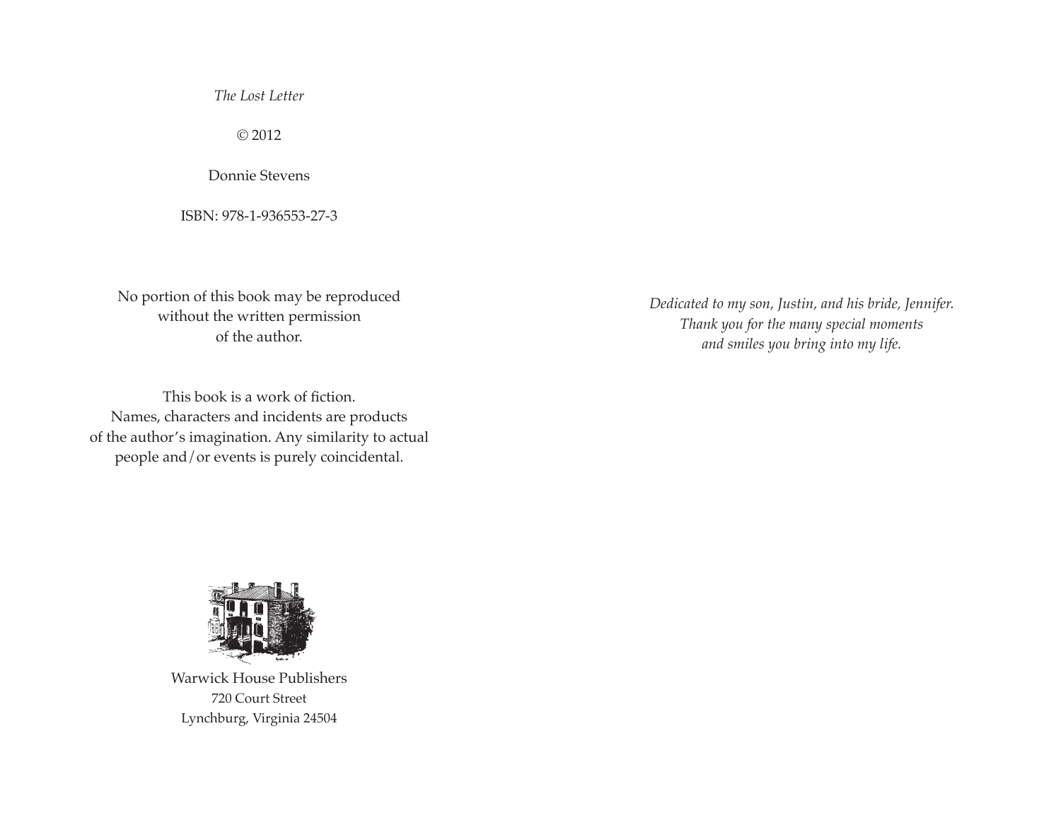*The Lost Letter*

© 2012

Donnie Stevens

ISBN: 978-1-936553-27-3

No portion of this book may be reproduced
without the written permission
of the author.

This book is a work of fiction.
Names, characters and incidents are products
of the author's imagination. Any similarity to actual
people and/or events is purely coincidental.

Warwick House Publishers
720 Court Street
Lynchburg, Virginia 24504

*Dedicated to my son, Justin, and his bride, Jennifer.*
*Thank you for the many special moments*
*and smiles you bring into my life.*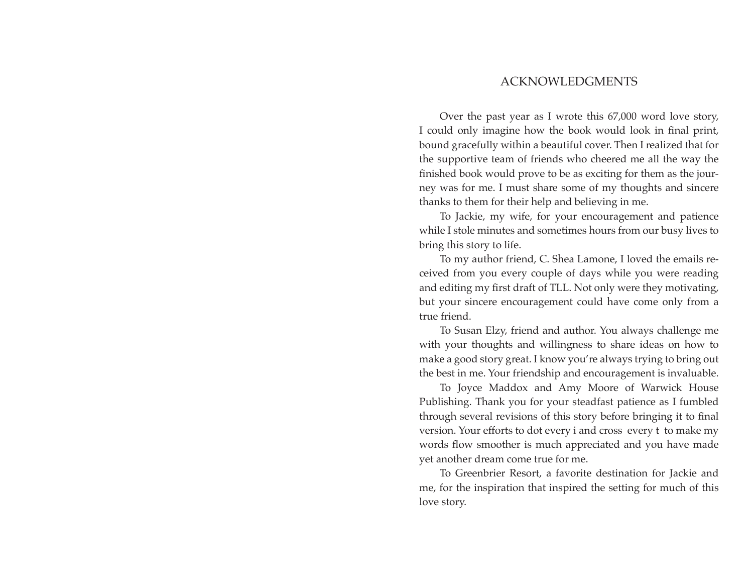# ACKNOWLEDGMENTS

Over the past year as I wrote this 67,000 word love story, I could only imagine how the book would look in final print, bound gracefully within a beautiful cover. Then I realized that for the supportive team of friends who cheered me all the way the finished book would prove to be as exciting for them as the journey was for me. I must share some of my thoughts and sincere thanks to them for their help and believing in me.

To Jackie, my wife, for your encouragement and patience while I stole minutes and sometimes hours from our busy lives to bring this story to life.

To my author friend, C. Shea Lamone, I loved the emails received from you every couple of days while you were reading and editing my first draft of TLL. Not only were they motivating, but your sincere encouragement could have come only from a true friend.

To Susan Elzy, friend and author. You always challenge me with your thoughts and willingness to share ideas on how to make a good story great. I know you're always trying to bring out the best in me. Your friendship and encouragement is invaluable.

To Joyce Maddox and Amy Moore of Warwick House Publishing. Thank you for your steadfast patience as I fumbled through several revisions of this story before bringing it to final version. Your efforts to dot every i and cross every t to make my words flow smoother is much appreciated and you have made yet another dream come true for me.

To Greenbrier Resort, a favorite destination for Jackie and me, for the inspiration that inspired the setting for much of this love story.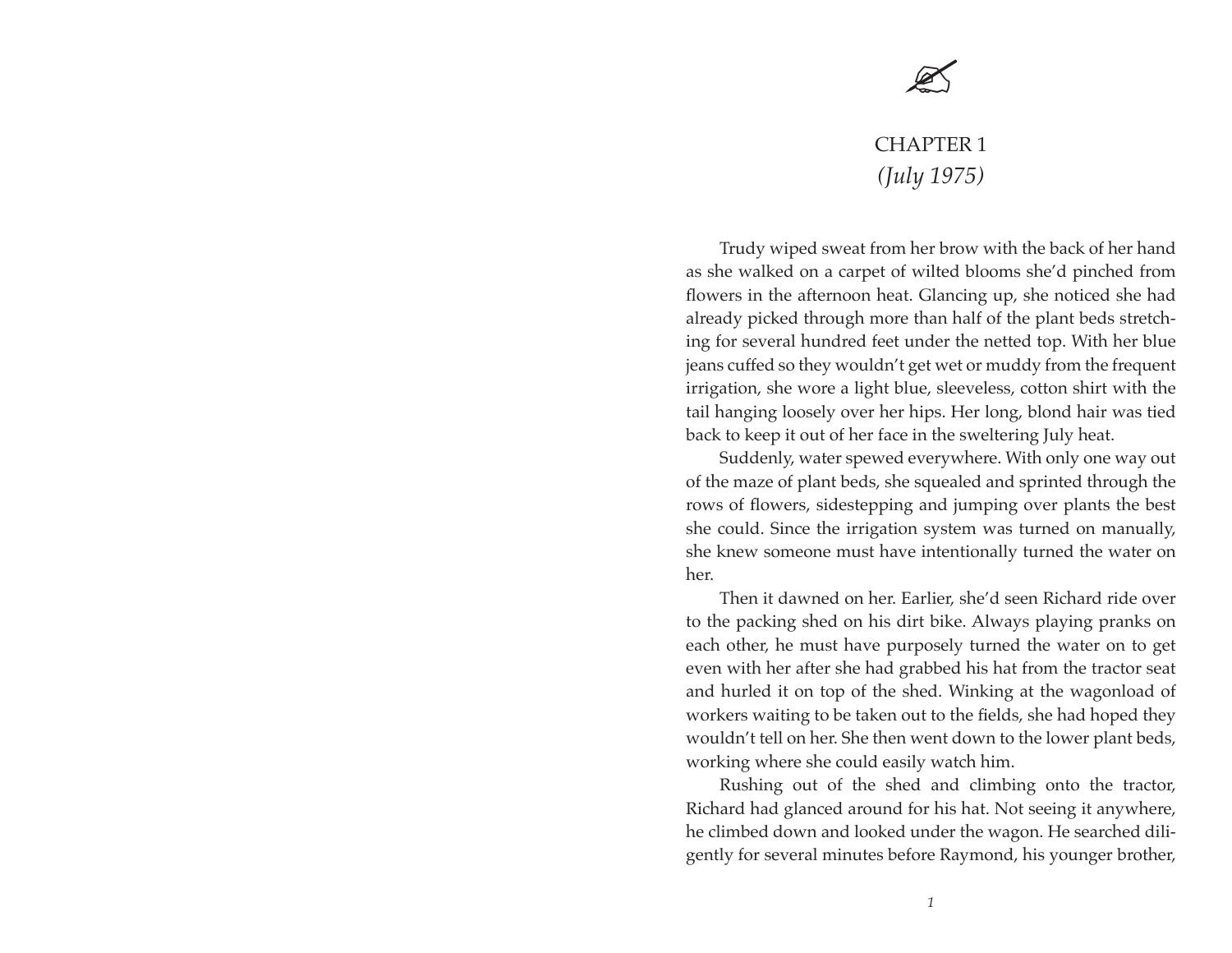# CHAPTER 1
## *(July 1975)*

Trudy wiped sweat from her brow with the back of her hand as she walked on a carpet of wilted blooms she'd pinched from flowers in the afternoon heat. Glancing up, she noticed she had already picked through more than half of the plant beds stretching for several hundred feet under the netted top. With her blue jeans cuffed so they wouldn't get wet or muddy from the frequent irrigation, she wore a light blue, sleeveless, cotton shirt with the tail hanging loosely over her hips. Her long, blond hair was tied back to keep it out of her face in the sweltering July heat.

Suddenly, water spewed everywhere. With only one way out of the maze of plant beds, she squealed and sprinted through the rows of flowers, sidestepping and jumping over plants the best she could. Since the irrigation system was turned on manually, she knew someone must have intentionally turned the water on her.

Then it dawned on her. Earlier, she'd seen Richard ride over to the packing shed on his dirt bike. Always playing pranks on each other, he must have purposely turned the water on to get even with her after she had grabbed his hat from the tractor seat and hurled it on top of the shed. Winking at the wagonload of workers waiting to be taken out to the fields, she had hoped they wouldn't tell on her. She then went down to the lower plant beds, working where she could easily watch him.

Rushing out of the shed and climbing onto the tractor, Richard had glanced around for his hat. Not seeing it anywhere, he climbed down and looked under the wagon. He searched diligently for several minutes before Raymond, his younger brother,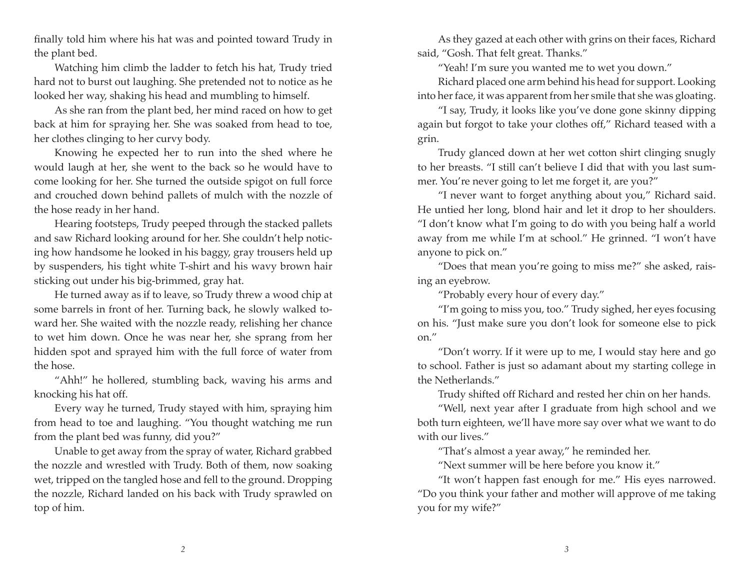finally told him where his hat was and pointed toward Trudy in the plant bed.

Watching him climb the ladder to fetch his hat, Trudy tried hard not to burst out laughing. She pretended not to notice as he looked her way, shaking his head and mumbling to himself.

As she ran from the plant bed, her mind raced on how to get back at him for spraying her. She was soaked from head to toe, her clothes clinging to her curvy body.

Knowing he expected her to run into the shed where he would laugh at her, she went to the back so he would have to come looking for her. She turned the outside spigot on full force and crouched down behind pallets of mulch with the nozzle of the hose ready in her hand.

Hearing footsteps, Trudy peeped through the stacked pallets and saw Richard looking around for her. She couldn't help noticing how handsome he looked in his baggy, gray trousers held up by suspenders, his tight white T-shirt and his wavy brown hair sticking out under his big-brimmed, gray hat.

He turned away as if to leave, so Trudy threw a wood chip at some barrels in front of her. Turning back, he slowly walked toward her. She waited with the nozzle ready, relishing her chance to wet him down. Once he was near her, she sprang from her hidden spot and sprayed him with the full force of water from the hose.

"Ahh!" he hollered, stumbling back, waving his arms and knocking his hat off.

Every way he turned, Trudy stayed with him, spraying him from head to toe and laughing. "You thought watching me run from the plant bed was funny, did you?"

Unable to get away from the spray of water, Richard grabbed the nozzle and wrestled with Trudy. Both of them, now soaking wet, tripped on the tangled hose and fell to the ground. Dropping the nozzle, Richard landed on his back with Trudy sprawled on top of him.

As they gazed at each other with grins on their faces, Richard said, "Gosh. That felt great. Thanks."

"Yeah! I'm sure you wanted me to wet you down."

Richard placed one arm behind his head for support. Looking into her face, it was apparent from her smile that she was gloating.

"I say, Trudy, it looks like you've done gone skinny dipping again but forgot to take your clothes off," Richard teased with a grin.

Trudy glanced down at her wet cotton shirt clinging snugly to her breasts. "I still can't believe I did that with you last summer. You're never going to let me forget it, are you?"

"I never want to forget anything about you," Richard said. He untied her long, blond hair and let it drop to her shoulders. "I don't know what I'm going to do with you being half a world away from me while I'm at school." He grinned. "I won't have anyone to pick on."

"Does that mean you're going to miss me?" she asked, raising an eyebrow.

"Probably every hour of every day."

"I'm going to miss you, too." Trudy sighed, her eyes focusing on his. "Just make sure you don't look for someone else to pick on."

"Don't worry. If it were up to me, I would stay here and go to school. Father is just so adamant about my starting college in the Netherlands."

Trudy shifted off Richard and rested her chin on her hands.

"Well, next year after I graduate from high school and we both turn eighteen, we'll have more say over what we want to do with our lives."

"That's almost a year away," he reminded her.

"Next summer will be here before you know it."

"It won't happen fast enough for me." His eyes narrowed. "Do you think your father and mother will approve of me taking you for my wife?"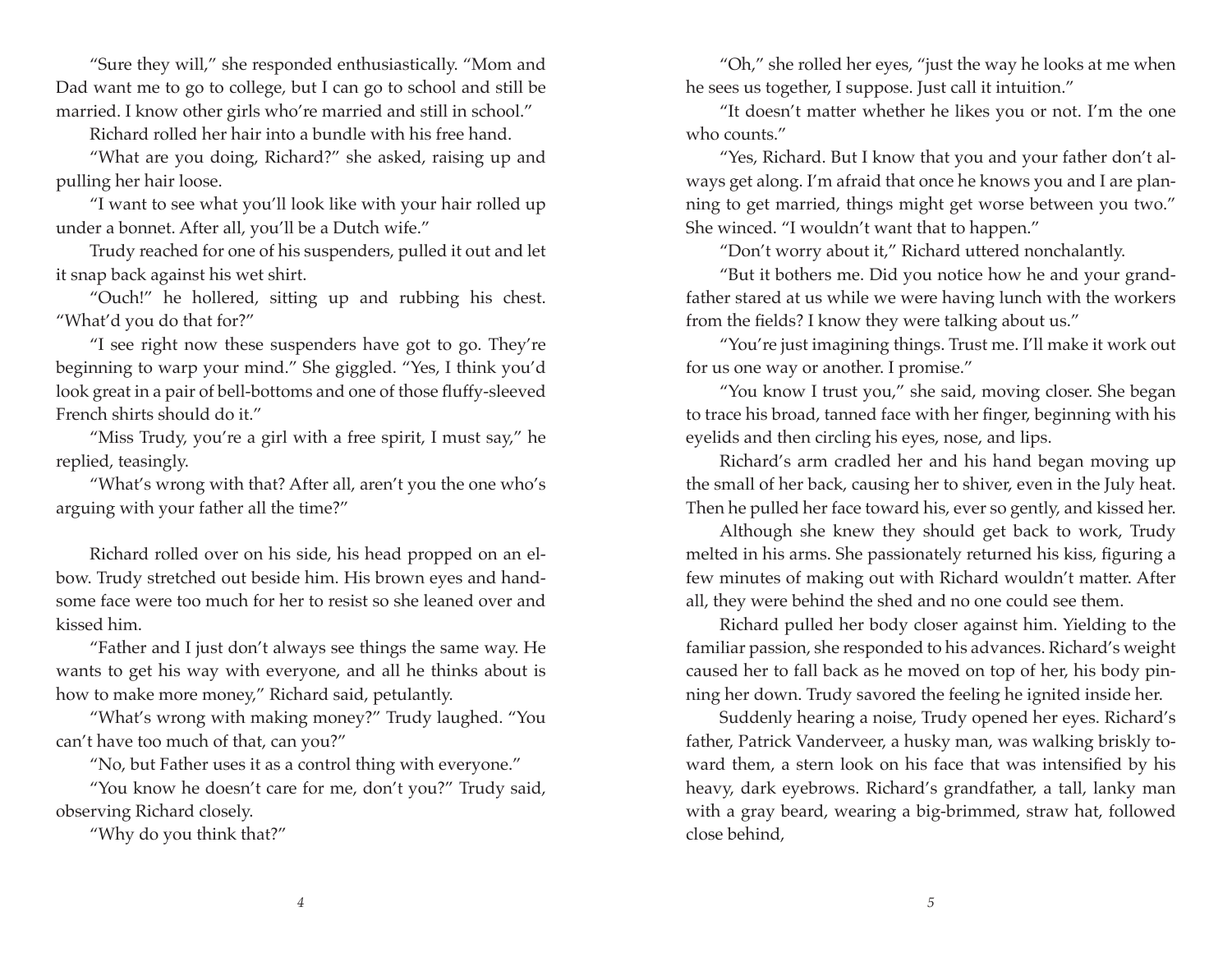"Sure they will," she responded enthusiastically. "Mom and Dad want me to go to college, but I can go to school and still be married. I know other girls who're married and still in school."

Richard rolled her hair into a bundle with his free hand.

"What are you doing, Richard?" she asked, raising up and pulling her hair loose.

"I want to see what you'll look like with your hair rolled up under a bonnet. After all, you'll be a Dutch wife."

Trudy reached for one of his suspenders, pulled it out and let it snap back against his wet shirt.

"Ouch!" he hollered, sitting up and rubbing his chest. "What'd you do that for?"

"I see right now these suspenders have got to go. They're beginning to warp your mind." She giggled. "Yes, I think you'd look great in a pair of bell-bottoms and one of those fluffy-sleeved French shirts should do it."

"Miss Trudy, you're a girl with a free spirit, I must say," he replied, teasingly.

"What's wrong with that? After all, aren't you the one who's arguing with your father all the time?"

Richard rolled over on his side, his head propped on an elbow. Trudy stretched out beside him. His brown eyes and handsome face were too much for her to resist so she leaned over and kissed him.

"Father and I just don't always see things the same way. He wants to get his way with everyone, and all he thinks about is how to make more money," Richard said, petulantly.

"What's wrong with making money?" Trudy laughed. "You can't have too much of that, can you?"

"No, but Father uses it as a control thing with everyone."

"You know he doesn't care for me, don't you?" Trudy said, observing Richard closely.

"Why do you think that?"

"Oh," she rolled her eyes, "just the way he looks at me when he sees us together, I suppose. Just call it intuition."

"It doesn't matter whether he likes you or not. I'm the one who counts."

"Yes, Richard. But I know that you and your father don't always get along. I'm afraid that once he knows you and I are planning to get married, things might get worse between you two." She winced. "I wouldn't want that to happen."

"Don't worry about it," Richard uttered nonchalantly.

"But it bothers me. Did you notice how he and your grandfather stared at us while we were having lunch with the workers from the fields? I know they were talking about us."

"You're just imagining things. Trust me. I'll make it work out for us one way or another. I promise."

"You know I trust you," she said, moving closer. She began to trace his broad, tanned face with her finger, beginning with his eyelids and then circling his eyes, nose, and lips.

Richard's arm cradled her and his hand began moving up the small of her back, causing her to shiver, even in the July heat. Then he pulled her face toward his, ever so gently, and kissed her.

Although she knew they should get back to work, Trudy melted in his arms. She passionately returned his kiss, figuring a few minutes of making out with Richard wouldn't matter. After all, they were behind the shed and no one could see them.

Richard pulled her body closer against him. Yielding to the familiar passion, she responded to his advances. Richard's weight caused her to fall back as he moved on top of her, his body pinning her down. Trudy savored the feeling he ignited inside her.

Suddenly hearing a noise, Trudy opened her eyes. Richard's father, Patrick Vanderveer, a husky man, was walking briskly toward them, a stern look on his face that was intensified by his heavy, dark eyebrows. Richard's grandfather, a tall, lanky man with a gray beard, wearing a big-brimmed, straw hat, followed close behind,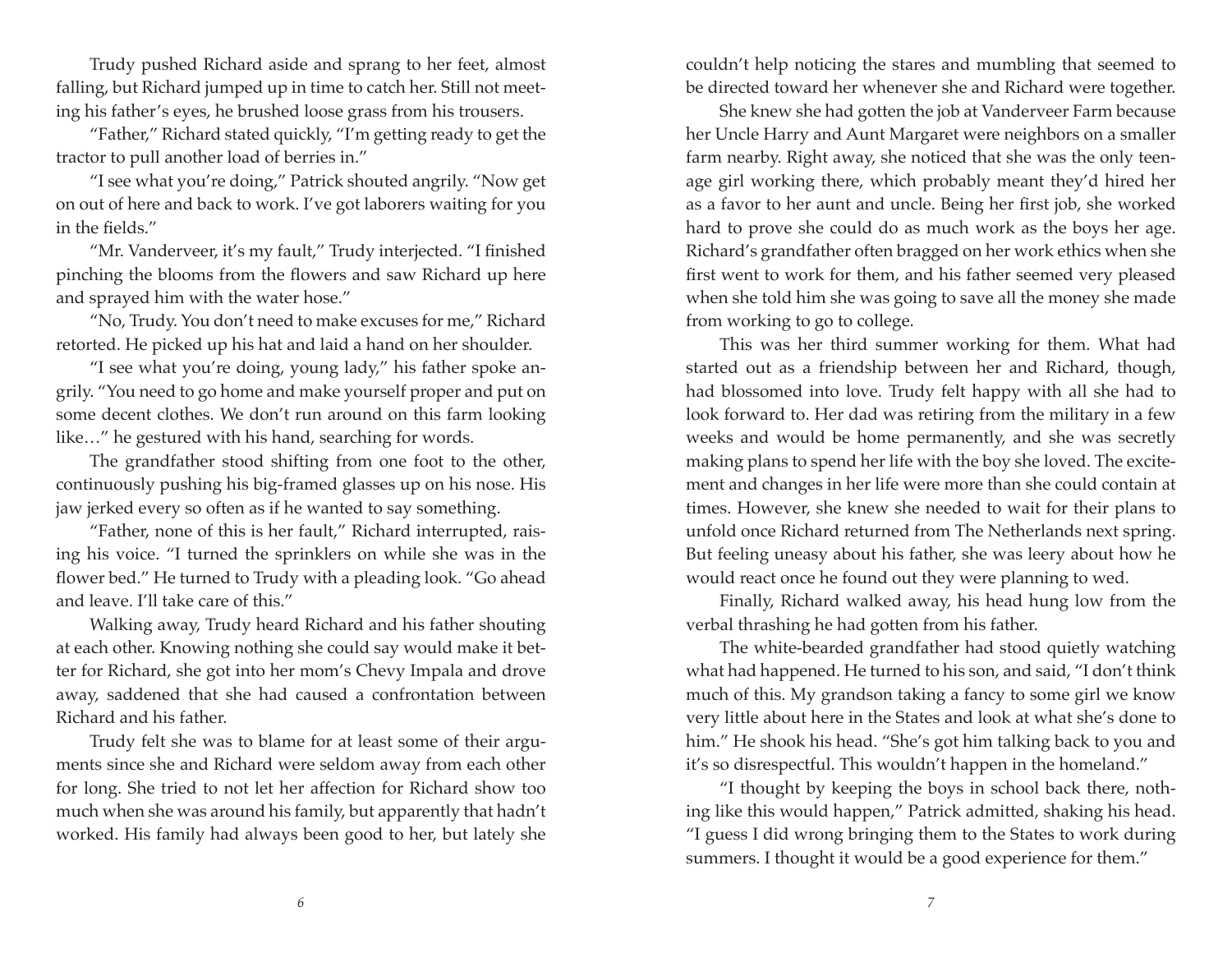Trudy pushed Richard aside and sprang to her feet, almost falling, but Richard jumped up in time to catch her. Still not meeting his father's eyes, he brushed loose grass from his trousers.

"Father," Richard stated quickly, "I'm getting ready to get the tractor to pull another load of berries in."

"I see what you're doing," Patrick shouted angrily. "Now get on out of here and back to work. I've got laborers waiting for you in the fields."

"Mr. Vanderveer, it's my fault," Trudy interjected. "I finished pinching the blooms from the flowers and saw Richard up here and sprayed him with the water hose."

"No, Trudy. You don't need to make excuses for me," Richard retorted. He picked up his hat and laid a hand on her shoulder.

"I see what you're doing, young lady," his father spoke angrily. "You need to go home and make yourself proper and put on some decent clothes. We don't run around on this farm looking like…" he gestured with his hand, searching for words.

The grandfather stood shifting from one foot to the other, continuously pushing his big-framed glasses up on his nose. His jaw jerked every so often as if he wanted to say something.

"Father, none of this is her fault," Richard interrupted, raising his voice. "I turned the sprinklers on while she was in the flower bed." He turned to Trudy with a pleading look. "Go ahead and leave. I'll take care of this."

Walking away, Trudy heard Richard and his father shouting at each other. Knowing nothing she could say would make it better for Richard, she got into her mom's Chevy Impala and drove away, saddened that she had caused a confrontation between Richard and his father.

Trudy felt she was to blame for at least some of their arguments since she and Richard were seldom away from each other for long. She tried to not let her affection for Richard show too much when she was around his family, but apparently that hadn't worked. His family had always been good to her, but lately she couldn't help noticing the stares and mumbling that seemed to be directed toward her whenever she and Richard were together.

She knew she had gotten the job at Vanderveer Farm because her Uncle Harry and Aunt Margaret were neighbors on a smaller farm nearby. Right away, she noticed that she was the only teenage girl working there, which probably meant they'd hired her as a favor to her aunt and uncle. Being her first job, she worked hard to prove she could do as much work as the boys her age. Richard's grandfather often bragged on her work ethics when she first went to work for them, and his father seemed very pleased when she told him she was going to save all the money she made from working to go to college.

This was her third summer working for them. What had started out as a friendship between her and Richard, though, had blossomed into love. Trudy felt happy with all she had to look forward to. Her dad was retiring from the military in a few weeks and would be home permanently, and she was secretly making plans to spend her life with the boy she loved. The excitement and changes in her life were more than she could contain at times. However, she knew she needed to wait for their plans to unfold once Richard returned from The Netherlands next spring. But feeling uneasy about his father, she was leery about how he would react once he found out they were planning to wed.

Finally, Richard walked away, his head hung low from the verbal thrashing he had gotten from his father.

The white-bearded grandfather had stood quietly watching what had happened. He turned to his son, and said, "I don't think much of this. My grandson taking a fancy to some girl we know very little about here in the States and look at what she's done to him." He shook his head. "She's got him talking back to you and it's so disrespectful. This wouldn't happen in the homeland."

"I thought by keeping the boys in school back there, nothing like this would happen," Patrick admitted, shaking his head. "I guess I did wrong bringing them to the States to work during summers. I thought it would be a good experience for them."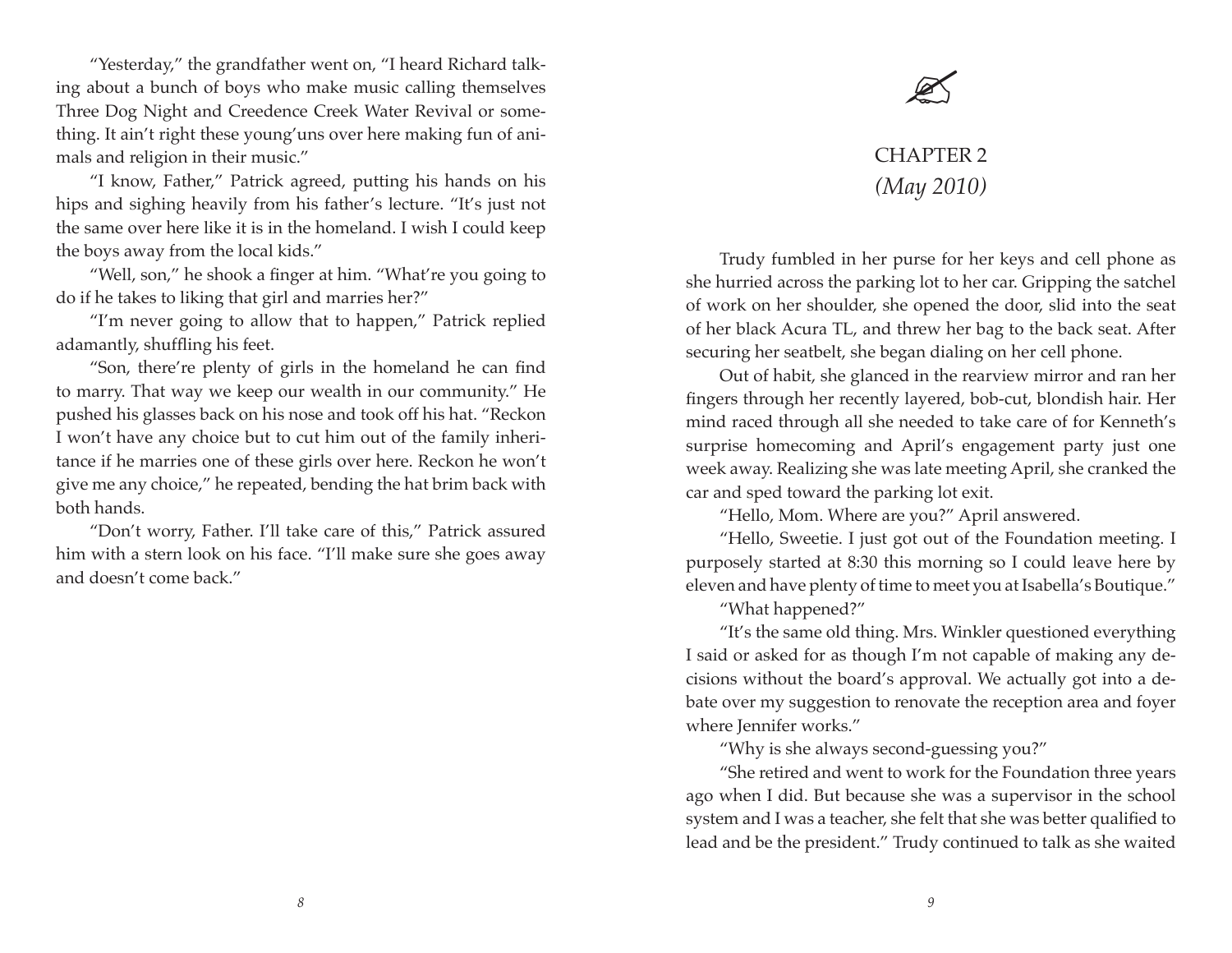"Yesterday," the grandfather went on, "I heard Richard talking about a bunch of boys who make music calling themselves Three Dog Night and Creedence Creek Water Revival or something. It ain't right these young'uns over here making fun of animals and religion in their music."

"I know, Father," Patrick agreed, putting his hands on his hips and sighing heavily from his father's lecture. "It's just not the same over here like it is in the homeland. I wish I could keep the boys away from the local kids."

"Well, son," he shook a finger at him. "What're you going to do if he takes to liking that girl and marries her?"

"I'm never going to allow that to happen," Patrick replied adamantly, shuffling his feet.

"Son, there're plenty of girls in the homeland he can find to marry. That way we keep our wealth in our community." He pushed his glasses back on his nose and took off his hat. "Reckon I won't have any choice but to cut him out of the family inheritance if he marries one of these girls over here. Reckon he won't give me any choice," he repeated, bending the hat brim back with both hands.

"Don't worry, Father. I'll take care of this," Patrick assured him with a stern look on his face. "I'll make sure she goes away and doesn't come back."

# CHAPTER 2
## *(May 2010)*

Trudy fumbled in her purse for her keys and cell phone as she hurried across the parking lot to her car. Gripping the satchel of work on her shoulder, she opened the door, slid into the seat of her black Acura TL, and threw her bag to the back seat. After securing her seatbelt, she began dialing on her cell phone.

Out of habit, she glanced in the rearview mirror and ran her fingers through her recently layered, bob-cut, blondish hair. Her mind raced through all she needed to take care of for Kenneth's surprise homecoming and April's engagement party just one week away. Realizing she was late meeting April, she cranked the car and sped toward the parking lot exit.

"Hello, Mom. Where are you?" April answered.

"Hello, Sweetie. I just got out of the Foundation meeting. I purposely started at 8:30 this morning so I could leave here by eleven and have plenty of time to meet you at Isabella's Boutique."

"What happened?"

"It's the same old thing. Mrs. Winkler questioned everything I said or asked for as though I'm not capable of making any decisions without the board's approval. We actually got into a debate over my suggestion to renovate the reception area and foyer where Jennifer works."

"Why is she always second-guessing you?"

"She retired and went to work for the Foundation three years ago when I did. But because she was a supervisor in the school system and I was a teacher, she felt that she was better qualified to lead and be the president." Trudy continued to talk as she waited